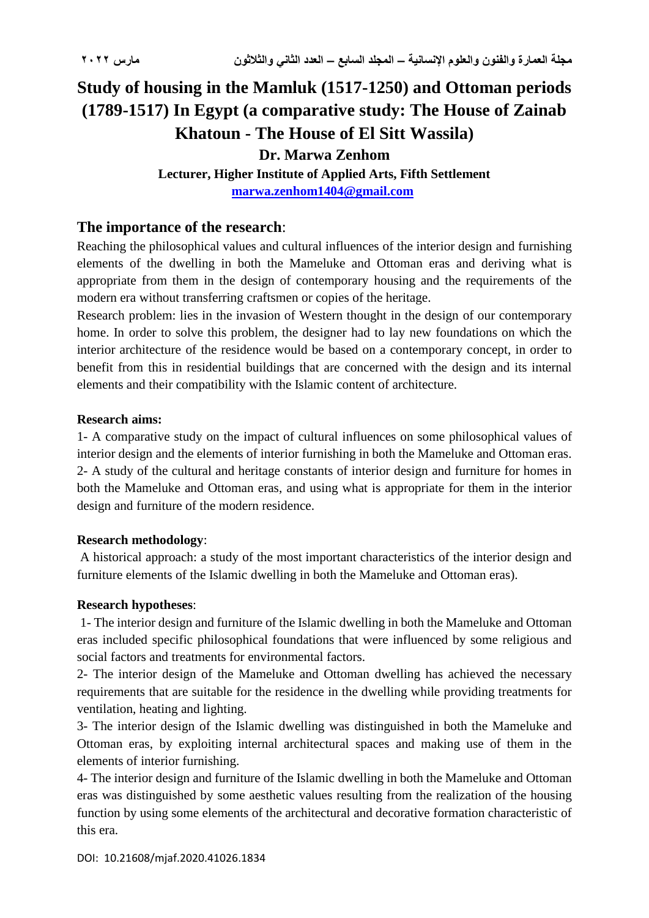# Study of housing in the Mamluk (1517-1250) and Ottoman periods (1789-1517) In Egypt (a comparative study: The House of Zainab Khatoun - The House of El Sitt Wassila)

**Dr. Marwa Zenhom**

**Lecturer, Higher Institute of Applied Arts, Fifth Settlement**

**marwa.zenhom1404@gmail.com**

## The importance of the research:

Reaching the philosophical values and cultural influences of the interior design and furnishing elements of the dwelling in both the Mameluke and Ottoman eras and deriving what is appropriate from them in the design of contemporary housing and the requirements of the modern era without transferring craftsmen or copies of the heritage.

Research problem: lies in the invasion of Western thought in the design of our contemporary home. In order to solve this problem, the designer had to lay new foundations on which the interior architecture of the residence would be based on a contemporary concept, in order to benefit from this in residential buildings that are concerned with the design and its internal elements and their compatibility with the Islamic content of architecture.

**Research aims:**

1- A comparative study on the impact of cultural influences on some philosophical values of interior design and the elements of interior furnishing in both the Mameluke and Ottoman eras.

2- A study of the cultural and heritage constants of interior design and furniture for homes in both the Mameluke and Ottoman eras, and using what is appropriate for them in the interior design and furniture of the modern residence.

**Research methodology**:

A historical approach: a study of the most important characteristics of the interior design and furniture elements of the Islamic dwelling in both the Mameluke and Ottoman eras).

**Research hypotheses**:

1- The interior design and furniture of the Islamic dwelling in both the Mameluke and Ottoman eras included specific philosophical foundations that were influenced by some religious and social factors and treatments for environmental factors.

2- The interior design of the Mameluke and Ottoman dwelling has achieved the necessary requirements that are suitable for the residence in the dwelling while providing treatments for ventilation, heating and lighting.

3- The interior design of the Islamic dwelling was distinguished in both the Mameluke and Ottoman eras, by exploiting internal architectural spaces and making use of them in the elements of interior furnishing.

4- The interior design and furniture of the Islamic dwelling in both the Mameluke and Ottoman eras was distinguished by some aesthetic values resulting from the realization of the housing function by using some elements of the architectural and decorative formation characteristic of this era.

DOI: 10.21608/mjaf.2020.41026.1834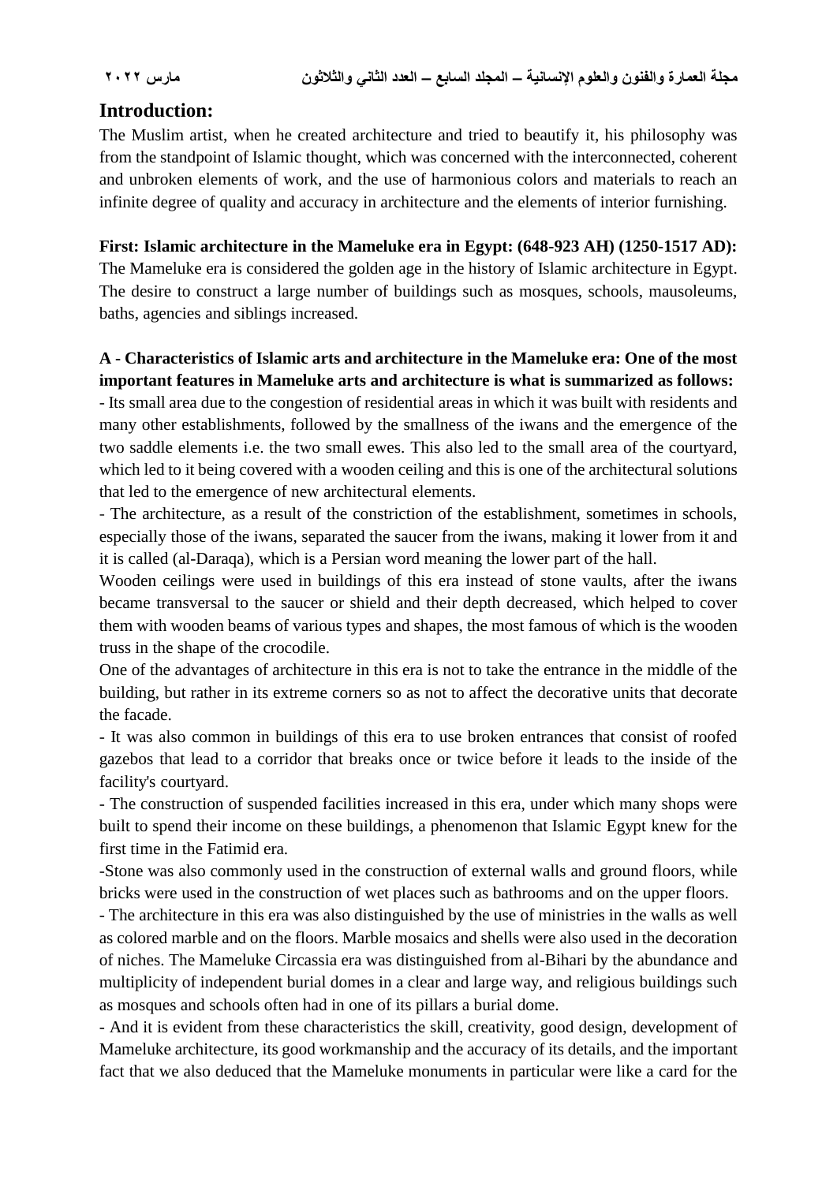## Introduction:

The Muslim artist, when he created architecture and tried to beautify it, his philosophy was from the standpoint of Islamic thought, which was concerned with the interconnected, coherent and unbroken elements of work, and the use of harmonious colors and materials to reach an infinite degree of quality and accuracy in architecture and the elements of interior furnishing.

**First: Islamic architecture in the Mameluke era in Egypt: (648-923 AH) (1250-1517 AD):**
The Mameluke era is considered the golden age in the history of Islamic architecture in Egypt. The desire to construct a large number of buildings such as mosques, schools, mausoleums, baths, agencies and siblings increased.

**A - Characteristics of Islamic arts and architecture in the Mameluke era: One of the most important features in Mameluke arts and architecture is what is summarized as follows:**

- Its small area due to the congestion of residential areas in which it was built with residents and many other establishments, followed by the smallness of the iwans and the emergence of the two saddle elements i.e. the two small ewes. This also led to the small area of the courtyard, which led to it being covered with a wooden ceiling and this is one of the architectural solutions that led to the emergence of new architectural elements.
- The architecture, as a result of the constriction of the establishment, sometimes in schools, especially those of the iwans, separated the saucer from the iwans, making it lower from it and it is called (al-Daraqa), which is a Persian word meaning the lower part of the hall.

Wooden ceilings were used in buildings of this era instead of stone vaults, after the iwans became transversal to the saucer or shield and their depth decreased, which helped to cover them with wooden beams of various types and shapes, the most famous of which is the wooden truss in the shape of the crocodile.

One of the advantages of architecture in this era is not to take the entrance in the middle of the building, but rather in its extreme corners so as not to affect the decorative units that decorate the facade.

- It was also common in buildings of this era to use broken entrances that consist of roofed gazebos that lead to a corridor that breaks once or twice before it leads to the inside of the facility's courtyard.
- The construction of suspended facilities increased in this era, under which many shops were built to spend their income on these buildings, a phenomenon that Islamic Egypt knew for the first time in the Fatimid era.
- Stone was also commonly used in the construction of external walls and ground floors, while bricks were used in the construction of wet places such as bathrooms and on the upper floors.
- The architecture in this era was also distinguished by the use of ministries in the walls as well as colored marble and on the floors. Marble mosaics and shells were also used in the decoration of niches. The Mameluke Circassia era was distinguished from al-Bihari by the abundance and multiplicity of independent burial domes in a clear and large way, and religious buildings such as mosques and schools often had in one of its pillars a burial dome.
- And it is evident from these characteristics the skill, creativity, good design, development of Mameluke architecture, its good workmanship and the accuracy of its details, and the important fact that we also deduced that the Mameluke monuments in particular were like a card for the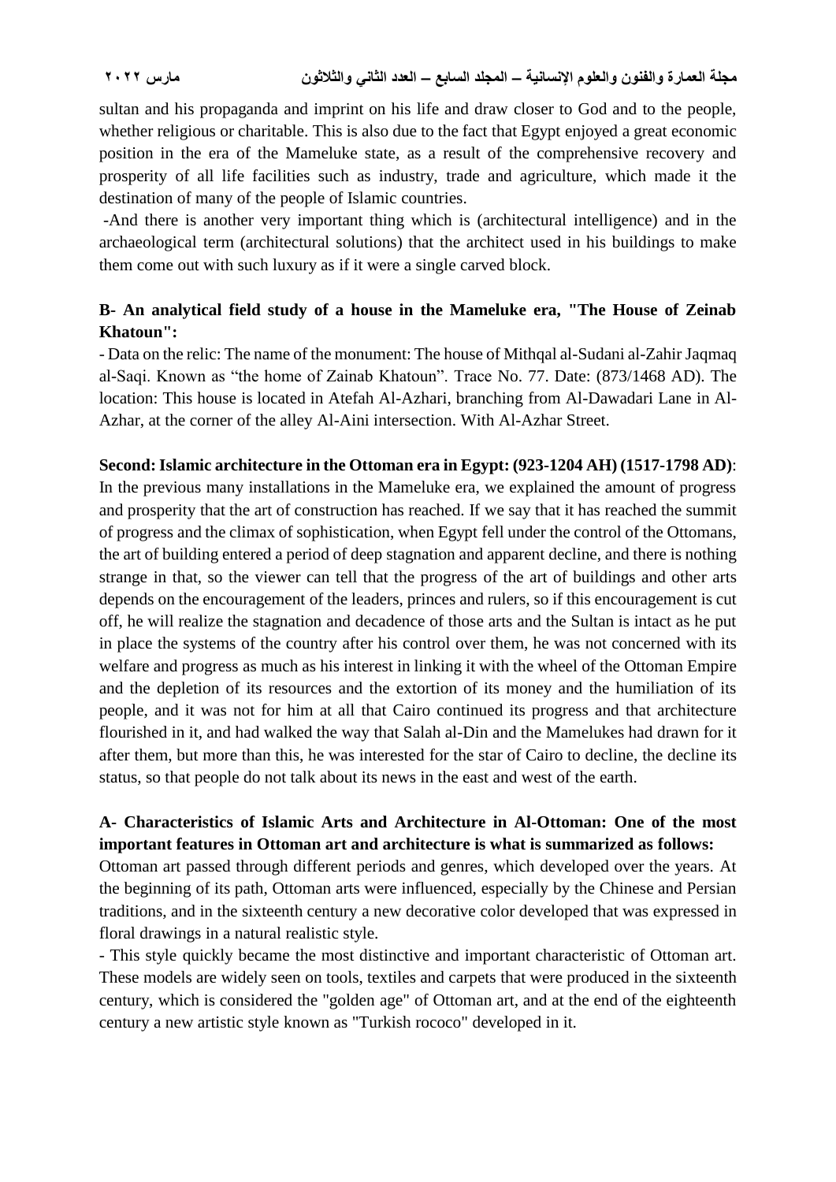sultan and his propaganda and imprint on his life and draw closer to God and to the people, whether religious or charitable. This is also due to the fact that Egypt enjoyed a great economic position in the era of the Mameluke state, as a result of the comprehensive recovery and prosperity of all life facilities such as industry, trade and agriculture, which made it the destination of many of the people of Islamic countries.

-And there is another very important thing which is (architectural intelligence) and in the archaeological term (architectural solutions) that the architect used in his buildings to make them come out with such luxury as if it were a single carved block.

**B- An analytical field study of a house in the Mameluke era, "The House of Zeinab Khatoun":**

- Data on the relic: The name of the monument: The house of Mithqal al-Sudani al-Zahir Jaqmaq al-Saqi. Known as "the home of Zainab Khatoun". Trace No. 77. Date: (873/1468 AD). The location: This house is located in Atefah Al-Azhari, branching from Al-Dawadari Lane in Al-Azhar, at the corner of the alley Al-Aini intersection. With Al-Azhar Street.

**Second: Islamic architecture in the Ottoman era in Egypt: (923-1204 AH) (1517-1798 AD)**:

In the previous many installations in the Mameluke era, we explained the amount of progress and prosperity that the art of construction has reached. If we say that it has reached the summit of progress and the climax of sophistication, when Egypt fell under the control of the Ottomans, the art of building entered a period of deep stagnation and apparent decline, and there is nothing strange in that, so the viewer can tell that the progress of the art of buildings and other arts depends on the encouragement of the leaders, princes and rulers, so if this encouragement is cut off, he will realize the stagnation and decadence of those arts and the Sultan is intact as he put in place the systems of the country after his control over them, he was not concerned with its welfare and progress as much as his interest in linking it with the wheel of the Ottoman Empire and the depletion of its resources and the extortion of its money and the humiliation of its people, and it was not for him at all that Cairo continued its progress and that architecture flourished in it, and had walked the way that Salah al-Din and the Mamelukes had drawn for it after them, but more than this, he was interested for the star of Cairo to decline, the decline its status, so that people do not talk about its news in the east and west of the earth.

**A- Characteristics of Islamic Arts and Architecture in Al-Ottoman: One of the most important features in Ottoman art and architecture is what is summarized as follows:**

Ottoman art passed through different periods and genres, which developed over the years. At the beginning of its path, Ottoman arts were influenced, especially by the Chinese and Persian traditions, and in the sixteenth century a new decorative color developed that was expressed in floral drawings in a natural realistic style.

- This style quickly became the most distinctive and important characteristic of Ottoman art. These models are widely seen on tools, textiles and carpets that were produced in the sixteenth century, which is considered the "golden age" of Ottoman art, and at the end of the eighteenth century a new artistic style known as "Turkish rococo" developed in it.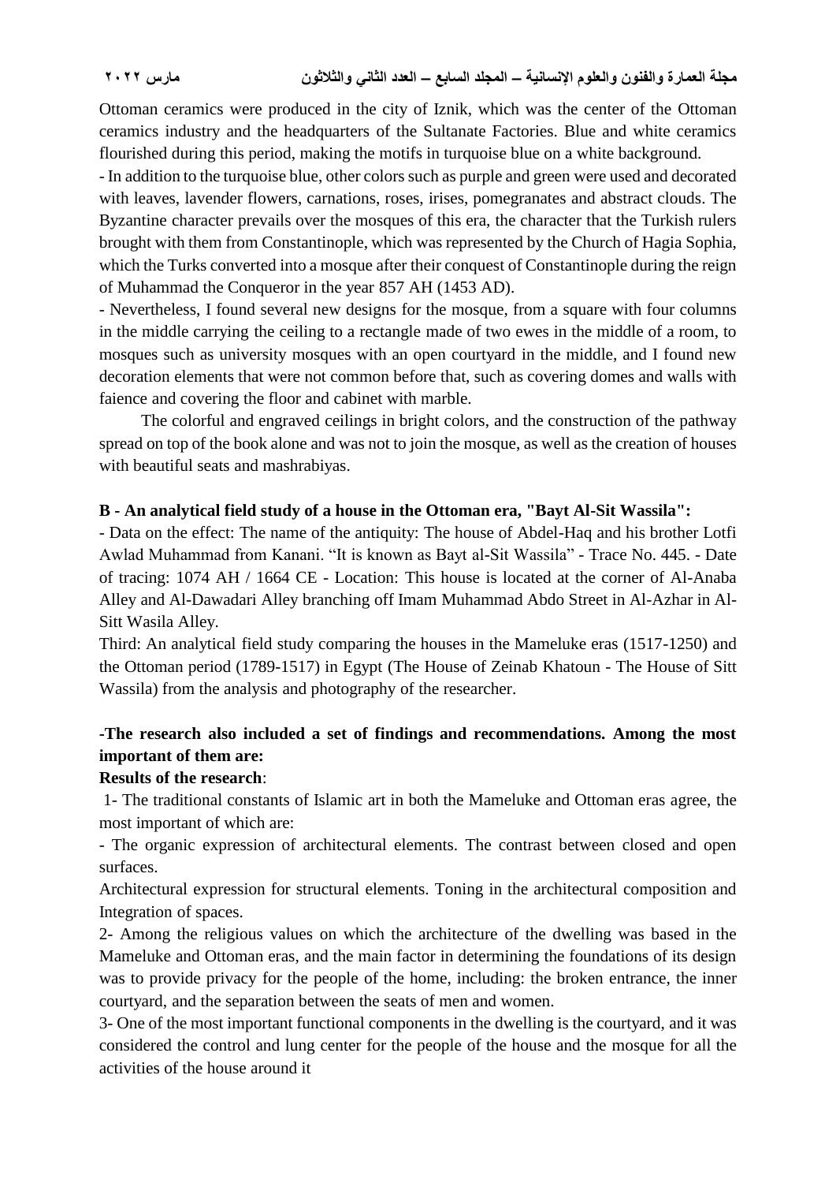Ottoman ceramics were produced in the city of Iznik, which was the center of the Ottoman ceramics industry and the headquarters of the Sultanate Factories. Blue and white ceramics flourished during this period, making the motifs in turquoise blue on a white background.

- In addition to the turquoise blue, other colors such as purple and green were used and decorated with leaves, lavender flowers, carnations, roses, irises, pomegranates and abstract clouds. The Byzantine character prevails over the mosques of this era, the character that the Turkish rulers brought with them from Constantinople, which was represented by the Church of Hagia Sophia, which the Turks converted into a mosque after their conquest of Constantinople during the reign of Muhammad the Conqueror in the year 857 AH (1453 AD).

- Nevertheless, I found several new designs for the mosque, from a square with four columns in the middle carrying the ceiling to a rectangle made of two ewes in the middle of a room, to mosques such as university mosques with an open courtyard in the middle, and I found new decoration elements that were not common before that, such as covering domes and walls with faience and covering the floor and cabinet with marble.

The colorful and engraved ceilings in bright colors, and the construction of the pathway spread on top of the book alone and was not to join the mosque, as well as the creation of houses with beautiful seats and mashrabiyas.

**B - An analytical field study of a house in the Ottoman era, "Bayt Al-Sit Wassila":**

- Data on the effect: The name of the antiquity: The house of Abdel-Haq and his brother Lotfi Awlad Muhammad from Kanani. "It is known as Bayt al-Sit Wassila" - Trace No. 445. - Date of tracing: 1074 AH / 1664 CE - Location: This house is located at the corner of Al-Anaba Alley and Al-Dawadari Alley branching off Imam Muhammad Abdo Street in Al-Azhar in Al-Sitt Wasila Alley.

Third: An analytical field study comparing the houses in the Mameluke eras (1517-1250) and the Ottoman period (1789-1517) in Egypt (The House of Zeinab Khatoun - The House of Sitt Wassila) from the analysis and photography of the researcher.

**-The research also included a set of findings and recommendations. Among the most important of them are:**

**Results of the research**:

1- The traditional constants of Islamic art in both the Mameluke and Ottoman eras agree, the most important of which are:

- The organic expression of architectural elements. The contrast between closed and open surfaces.

Architectural expression for structural elements. Toning in the architectural composition and Integration of spaces.

2- Among the religious values on which the architecture of the dwelling was based in the Mameluke and Ottoman eras, and the main factor in determining the foundations of its design was to provide privacy for the people of the home, including: the broken entrance, the inner courtyard, and the separation between the seats of men and women.

3- One of the most important functional components in the dwelling is the courtyard, and it was considered the control and lung center for the people of the house and the mosque for all the activities of the house around it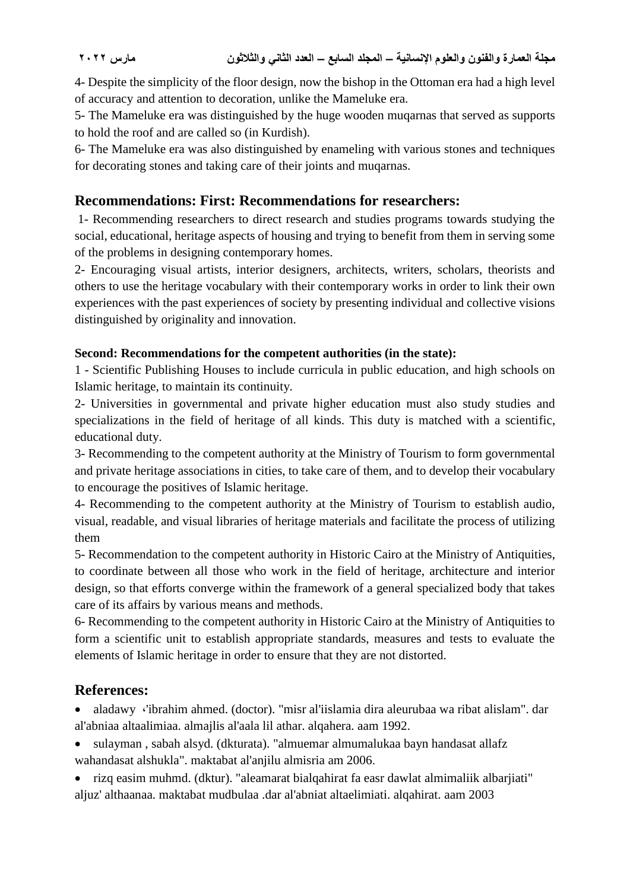4- Despite the simplicity of the floor design, now the bishop in the Ottoman era had a high level of accuracy and attention to decoration, unlike the Mameluke era.

5- The Mameluke era was distinguished by the huge wooden muqarnas that served as supports to hold the roof and are called so (in Kurdish).

6- The Mameluke era was also distinguished by enameling with various stones and techniques for decorating stones and taking care of their joints and muqarnas.

## Recommendations: First: Recommendations for researchers:

1- Recommending researchers to direct research and studies programs towards studying the social, educational, heritage aspects of housing and trying to benefit from them in serving some of the problems in designing contemporary homes.

2- Encouraging visual artists, interior designers, architects, writers, scholars, theorists and others to use the heritage vocabulary with their contemporary works in order to link their own experiences with the past experiences of society by presenting individual and collective visions distinguished by originality and innovation.

**Second: Recommendations for the competent authorities (in the state):**

1 - Scientific Publishing Houses to include curricula in public education, and high schools on Islamic heritage, to maintain its continuity.

2- Universities in governmental and private higher education must also study studies and specializations in the field of heritage of all kinds. This duty is matched with a scientific, educational duty.

3- Recommending to the competent authority at the Ministry of Tourism to form governmental and private heritage associations in cities, to take care of them, and to develop their vocabulary to encourage the positives of Islamic heritage.

4- Recommending to the competent authority at the Ministry of Tourism to establish audio, visual, readable, and visual libraries of heritage materials and facilitate the process of utilizing them

5- Recommendation to the competent authority in Historic Cairo at the Ministry of Antiquities, to coordinate between all those who work in the field of heritage, architecture and interior design, so that efforts converge within the framework of a general specialized body that takes care of its affairs by various means and methods.

6- Recommending to the competent authority in Historic Cairo at the Ministry of Antiquities to form a scientific unit to establish appropriate standards, measures and tests to evaluate the elements of Islamic heritage in order to ensure that they are not distorted.

## References:

- aladawy ،'ibrahim ahmed. (doctor). "misr al'iislamia dira aleurubaa wa ribat alislam". dar al'abniaa altaalimiaa. almajlis al'aala lil athar. alqahera. aam 1992.
- sulayman , sabah alsyd. (dkturata). "almuemar almumalukaa bayn handasat allafz wahandasat alshukla". maktabat al'anjilu almisria am 2006.
- rizq easim muhmd. (dktur). "aleamarat bialqahirat fa easr dawlat almimaliik albarjiati" aljuz' althaanaa. maktabat mudbulaa .dar al'abniat altaelimiati. alqahirat. aam 2003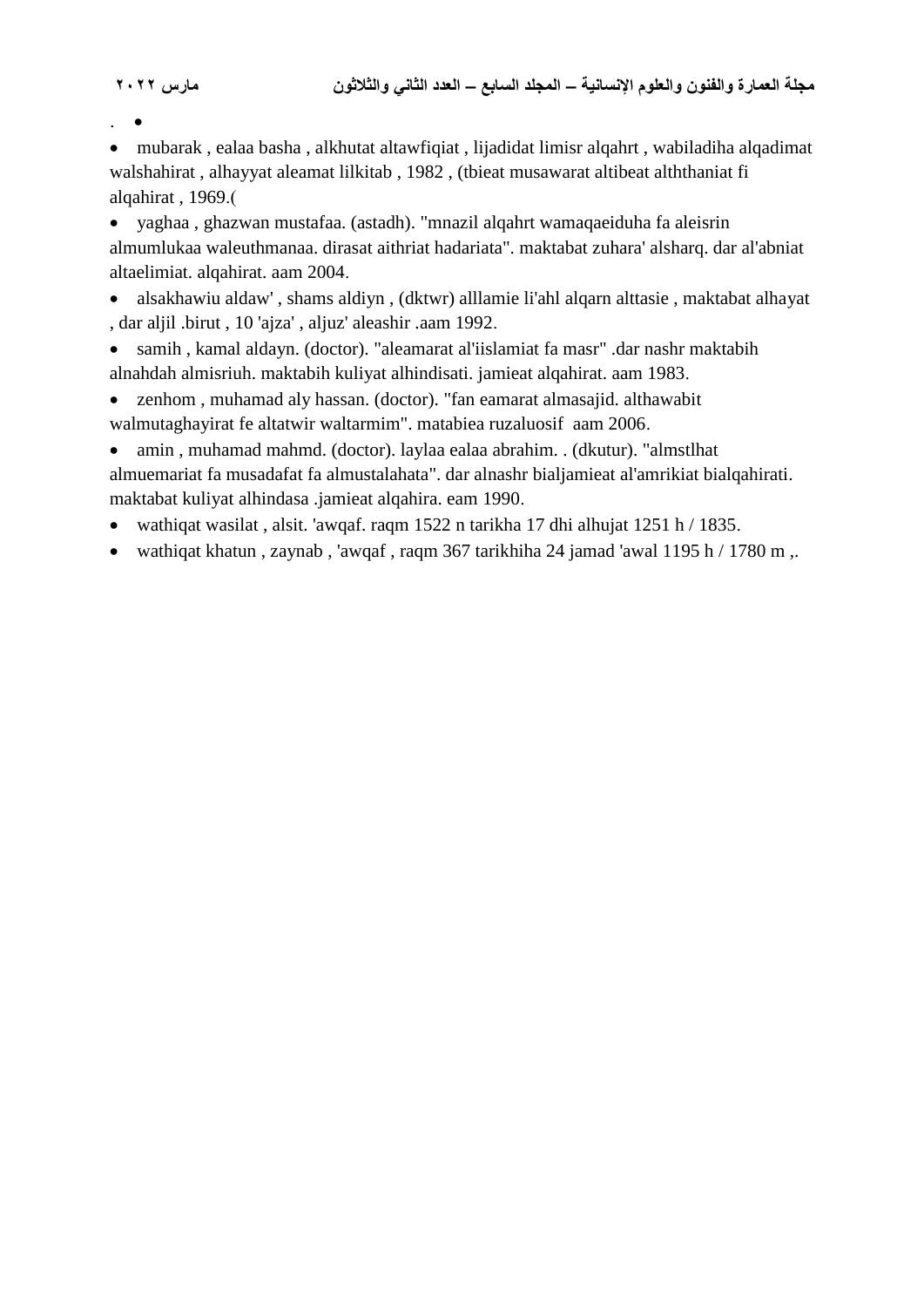- .

- mubarak , ealaa basha , alkhutat altawfiqiat , lijadidat limisr alqahrt , wabiladiha alqadimat walshahirat , alhayyat aleamat lilkitab , 1982 , (tbieat musawarat altibeat alththaniat fi alqahirat , 1969.(
- yaghaa , ghazwan mustafaa. (astadh). "mnazil alqahrt wamaqaeiduha fa aleisrin almumlukaa waleuthmanaa. dirasat aithriat hadariata". maktabat zuhara' alsharq. dar al'abniat altaelimiat. alqahirat. aam 2004.
- alsakhawiu aldaw' , shams aldiyn , (dktwr) alllamie li'ahl alqarn alttasie , maktabat alhayat , dar aljil .birut , 10 'ajza' , aljuz' aleashir .aam 1992.
- samih , kamal aldayn. (doctor). "aleamarat al'iislamiat fa masr" .dar nashr maktabih alnahdah almisriuh. maktabih kuliyat alhindisati. jamieat alqahirat. aam 1983.
- zenhom , muhamad aly hassan. (doctor). "fan eamarat almasajid. althawabit walmutaghayirat fe altatwir waltarmim". matabiea ruzaluosif aam 2006.
- amin , muhamad mahmd. (doctor). laylaa ealaa abrahim. . (dkutur). "almstlhat almuemariat fa musadafat fa almustalahata". dar alnashr bialjamieat al'amrikiat bialqahirati. maktabat kuliyat alhindasa .jamieat alqahira. eam 1990.
- wathiqat wasilat , alsit. 'awqaf. raqm 1522 n tarikha 17 dhi alhujat 1251 h / 1835.
- wathiqat khatun , zaynab , 'awqaf , raqm 367 tarikhiha 24 jamad 'awal 1195 h / 1780 m ,.